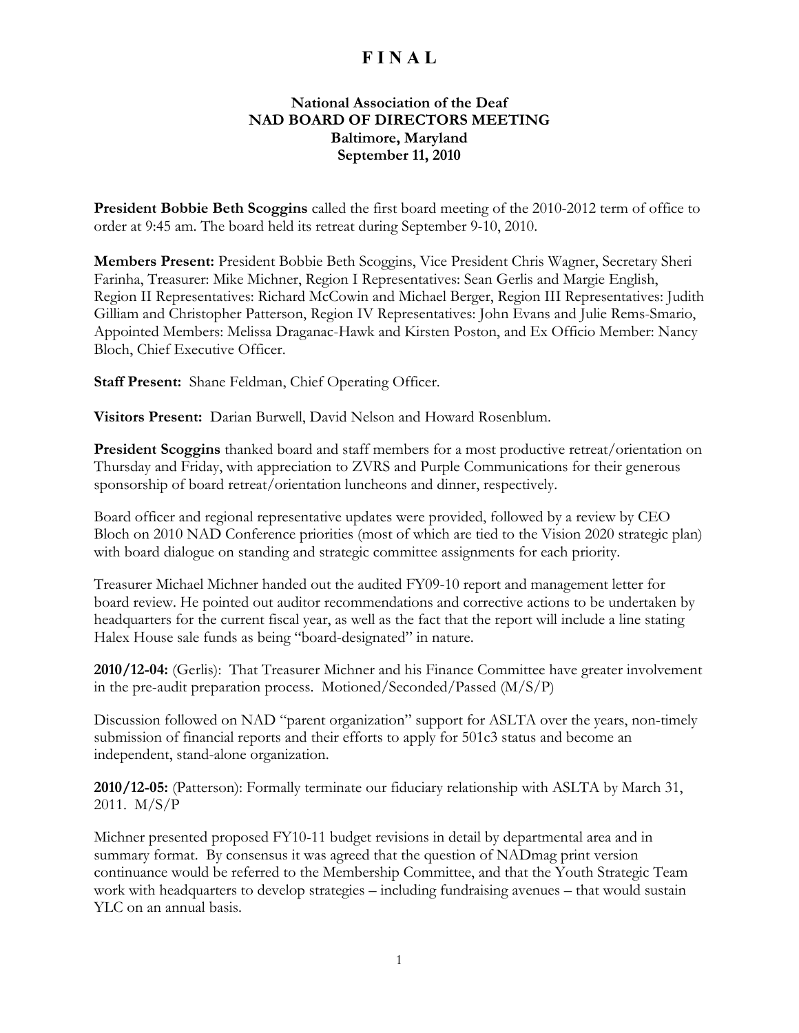# F I N A L

### National Association of the Deaf
### NAD BOARD OF DIRECTORS MEETING
### Baltimore, Maryland
### September 11, 2010

**President Bobbie Beth Scoggins** called the first board meeting of the 2010-2012 term of office to order at 9:45 am. The board held its retreat during September 9-10, 2010.

**Members Present:** President Bobbie Beth Scoggins, Vice President Chris Wagner, Secretary Sheri Farinha, Treasurer: Mike Michner, Region I Representatives: Sean Gerlis and Margie English, Region II Representatives: Richard McCowin and Michael Berger, Region III Representatives: Judith Gilliam and Christopher Patterson, Region IV Representatives: John Evans and Julie Rems-Smario, Appointed Members: Melissa Draganac-Hawk and Kirsten Poston, and Ex Officio Member: Nancy Bloch, Chief Executive Officer.

**Staff Present:** Shane Feldman, Chief Operating Officer.

**Visitors Present:** Darian Burwell, David Nelson and Howard Rosenblum.

**President Scoggins** thanked board and staff members for a most productive retreat/orientation on Thursday and Friday, with appreciation to ZVRS and Purple Communications for their generous sponsorship of board retreat/orientation luncheons and dinner, respectively.

Board officer and regional representative updates were provided, followed by a review by CEO Bloch on 2010 NAD Conference priorities (most of which are tied to the Vision 2020 strategic plan) with board dialogue on standing and strategic committee assignments for each priority.

Treasurer Michael Michner handed out the audited FY09-10 report and management letter for board review. He pointed out auditor recommendations and corrective actions to be undertaken by headquarters for the current fiscal year, as well as the fact that the report will include a line stating Halex House sale funds as being "board-designated" in nature.

**2010/12-04:** (Gerlis): That Treasurer Michner and his Finance Committee have greater involvement in the pre-audit preparation process. Motioned/Seconded/Passed (M/S/P)

Discussion followed on NAD "parent organization" support for ASLTA over the years, non-timely submission of financial reports and their efforts to apply for 501c3 status and become an independent, stand-alone organization.

**2010/12-05:** (Patterson): Formally terminate our fiduciary relationship with ASLTA by March 31, 2011. M/S/P

Michner presented proposed FY10-11 budget revisions in detail by departmental area and in summary format. By consensus it was agreed that the question of NADmag print version continuance would be referred to the Membership Committee, and that the Youth Strategic Team work with headquarters to develop strategies – including fundraising avenues – that would sustain YLC on an annual basis.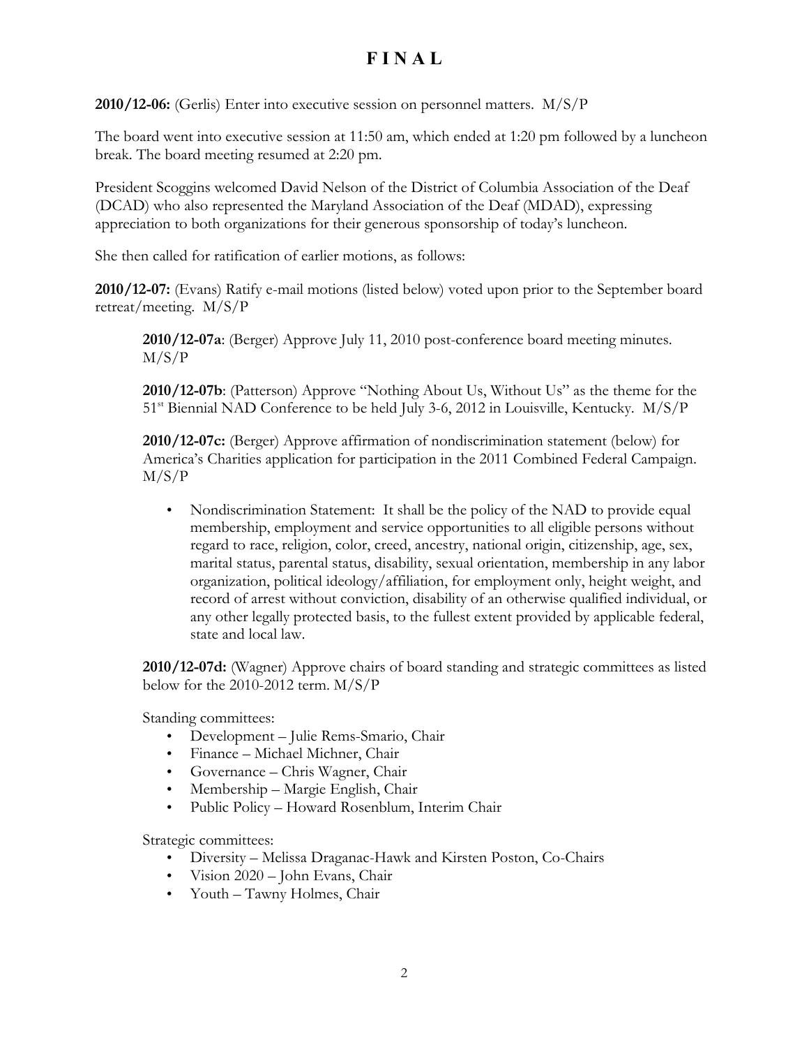# F I N A L

**2010/12-06:** (Gerlis) Enter into executive session on personnel matters. M/S/P

The board went into executive session at 11:50 am, which ended at 1:20 pm followed by a luncheon break. The board meeting resumed at 2:20 pm.

President Scoggins welcomed David Nelson of the District of Columbia Association of the Deaf (DCAD) who also represented the Maryland Association of the Deaf (MDAD), expressing appreciation to both organizations for their generous sponsorship of today's luncheon.

She then called for ratification of earlier motions, as follows:

**2010/12-07:** (Evans) Ratify e-mail motions (listed below) voted upon prior to the September board retreat/meeting. M/S/P

> **2010/12-07a**: (Berger) Approve July 11, 2010 post-conference board meeting minutes. M/S/P
>
> **2010/12-07b**: (Patterson) Approve "Nothing About Us, Without Us" as the theme for the 51st Biennial NAD Conference to be held July 3-6, 2012 in Louisville, Kentucky. M/S/P
>
> **2010/12-07c:** (Berger) Approve affirmation of nondiscrimination statement (below) for America's Charities application for participation in the 2011 Combined Federal Campaign. M/S/P
>
> - Nondiscrimination Statement: It shall be the policy of the NAD to provide equal membership, employment and service opportunities to all eligible persons without regard to race, religion, color, creed, ancestry, national origin, citizenship, age, sex, marital status, parental status, disability, sexual orientation, membership in any labor organization, political ideology/affiliation, for employment only, height weight, and record of arrest without conviction, disability of an otherwise qualified individual, or any other legally protected basis, to the fullest extent provided by applicable federal, state and local law.
>
> **2010/12-07d:** (Wagner) Approve chairs of board standing and strategic committees as listed below for the 2010-2012 term. M/S/P
>
> Standing committees:
> - Development – Julie Rems-Smario, Chair
> - Finance – Michael Michner, Chair
> - Governance – Chris Wagner, Chair
> - Membership – Margie English, Chair
> - Public Policy – Howard Rosenblum, Interim Chair
>
> Strategic committees:
> - Diversity – Melissa Draganac-Hawk and Kirsten Poston, Co-Chairs
> - Vision 2020 – John Evans, Chair
> - Youth – Tawny Holmes, Chair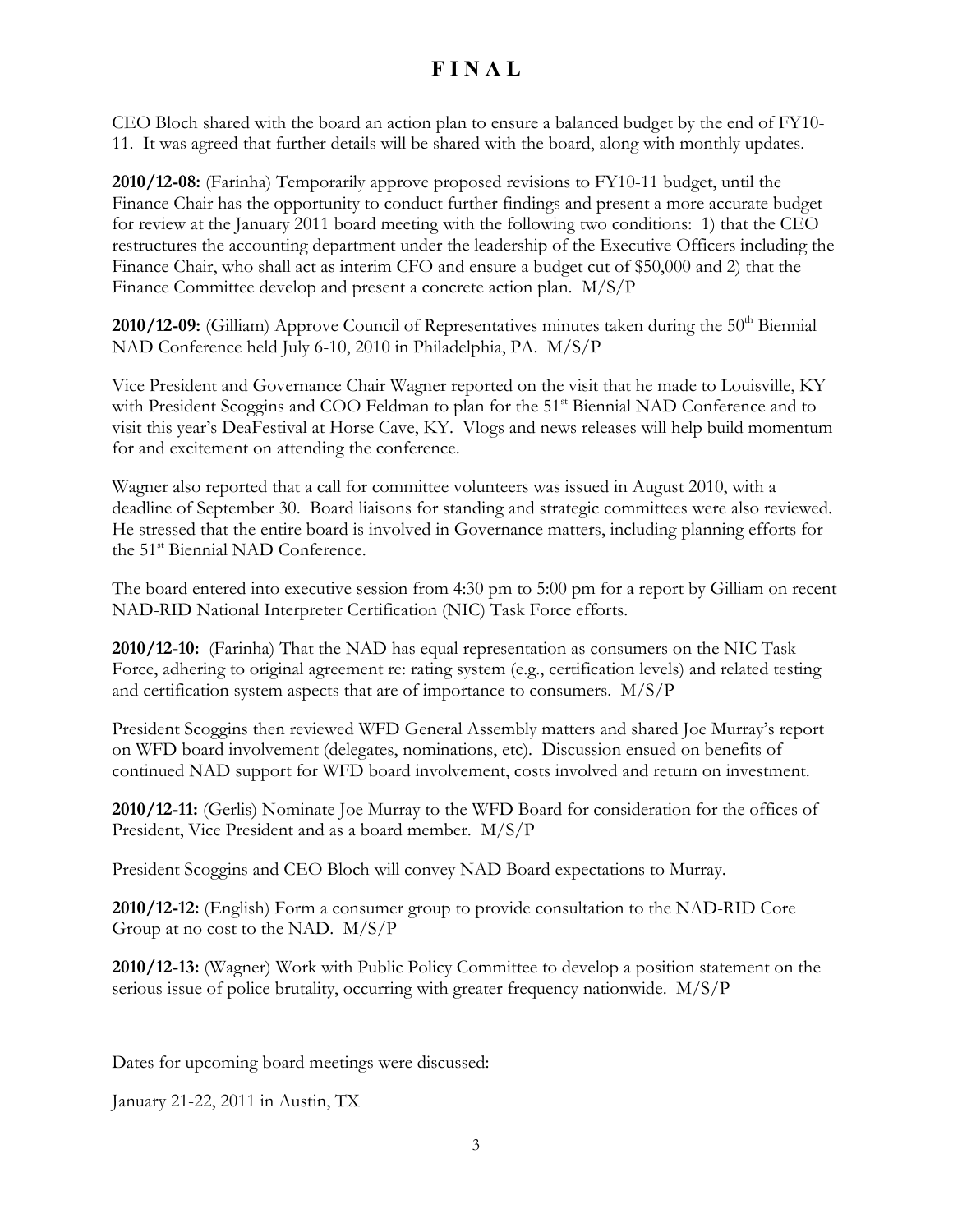# F I N A L

CEO Bloch shared with the board an action plan to ensure a balanced budget by the end of FY10-11. It was agreed that further details will be shared with the board, along with monthly updates.

**2010/12-08:** (Farinha) Temporarily approve proposed revisions to FY10-11 budget, until the Finance Chair has the opportunity to conduct further findings and present a more accurate budget for review at the January 2011 board meeting with the following two conditions: 1) that the CEO restructures the accounting department under the leadership of the Executive Officers including the Finance Chair, who shall act as interim CFO and ensure a budget cut of $50,000 and 2) that the Finance Committee develop and present a concrete action plan. M/S/P

**2010/12-09:** (Gilliam) Approve Council of Representatives minutes taken during the 50th Biennial NAD Conference held July 6-10, 2010 in Philadelphia, PA. M/S/P

Vice President and Governance Chair Wagner reported on the visit that he made to Louisville, KY with President Scoggins and COO Feldman to plan for the 51st Biennial NAD Conference and to visit this year's DeaFestival at Horse Cave, KY. Vlogs and news releases will help build momentum for and excitement on attending the conference.

Wagner also reported that a call for committee volunteers was issued in August 2010, with a deadline of September 30. Board liaisons for standing and strategic committees were also reviewed. He stressed that the entire board is involved in Governance matters, including planning efforts for the 51st Biennial NAD Conference.

The board entered into executive session from 4:30 pm to 5:00 pm for a report by Gilliam on recent NAD-RID National Interpreter Certification (NIC) Task Force efforts.

**2010/12-10:** (Farinha) That the NAD has equal representation as consumers on the NIC Task Force, adhering to original agreement re: rating system (e.g., certification levels) and related testing and certification system aspects that are of importance to consumers. M/S/P

President Scoggins then reviewed WFD General Assembly matters and shared Joe Murray's report on WFD board involvement (delegates, nominations, etc). Discussion ensued on benefits of continued NAD support for WFD board involvement, costs involved and return on investment.

**2010/12-11:** (Gerlis) Nominate Joe Murray to the WFD Board for consideration for the offices of President, Vice President and as a board member. M/S/P

President Scoggins and CEO Bloch will convey NAD Board expectations to Murray.

**2010/12-12:** (English) Form a consumer group to provide consultation to the NAD-RID Core Group at no cost to the NAD. M/S/P

**2010/12-13:** (Wagner) Work with Public Policy Committee to develop a position statement on the serious issue of police brutality, occurring with greater frequency nationwide. M/S/P

Dates for upcoming board meetings were discussed:

January 21-22, 2011 in Austin, TX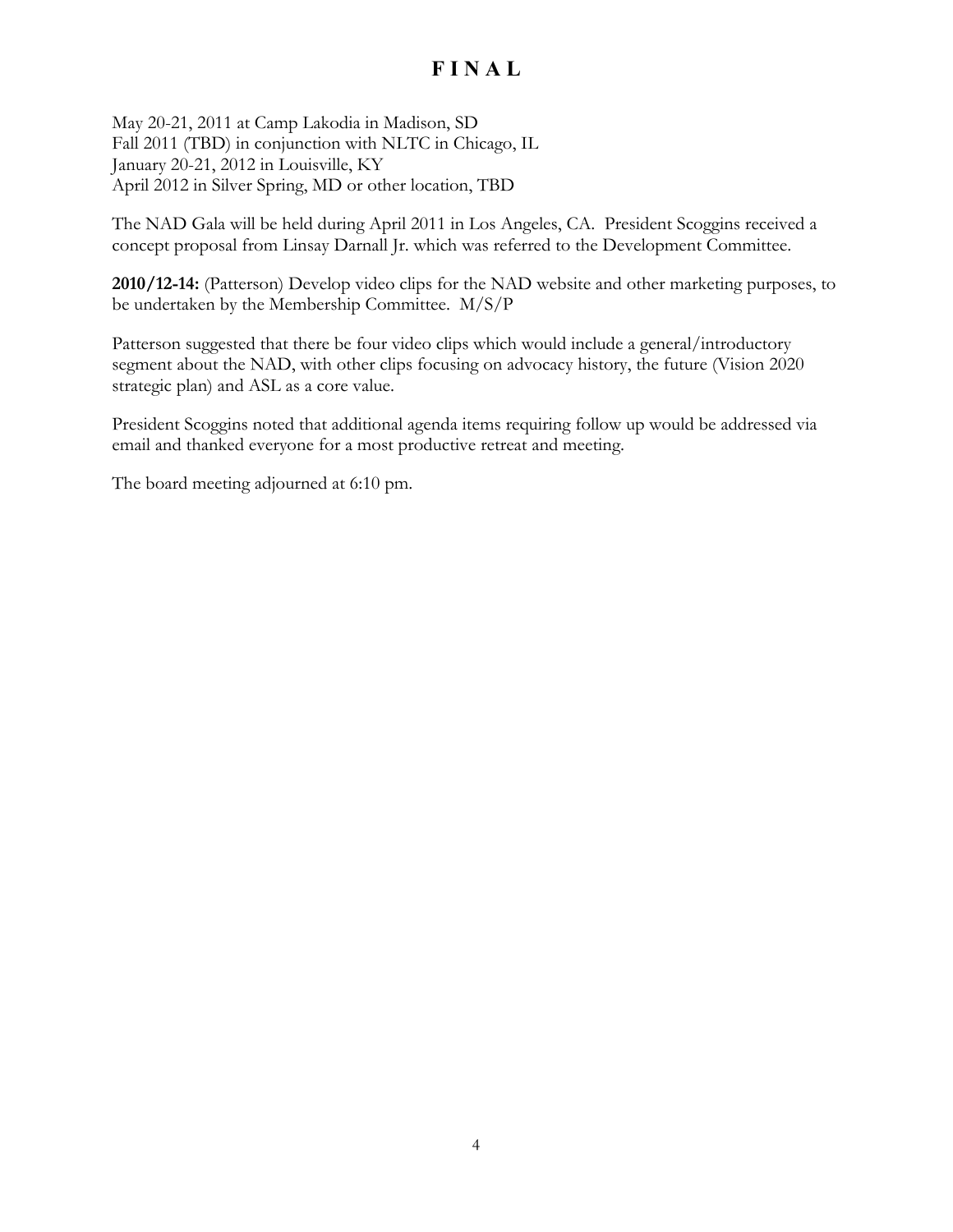# F I N A L

May 20-21, 2011 at Camp Lakodia in Madison, SD
Fall 2011 (TBD) in conjunction with NLTC in Chicago, IL
January 20-21, 2012 in Louisville, KY
April 2012 in Silver Spring, MD or other location, TBD

The NAD Gala will be held during April 2011 in Los Angeles, CA. President Scoggins received a concept proposal from Linsay Darnall Jr. which was referred to the Development Committee.

**2010/12-14:** (Patterson) Develop video clips for the NAD website and other marketing purposes, to be undertaken by the Membership Committee. M/S/P

Patterson suggested that there be four video clips which would include a general/introductory segment about the NAD, with other clips focusing on advocacy history, the future (Vision 2020 strategic plan) and ASL as a core value.

President Scoggins noted that additional agenda items requiring follow up would be addressed via email and thanked everyone for a most productive retreat and meeting.

The board meeting adjourned at 6:10 pm.